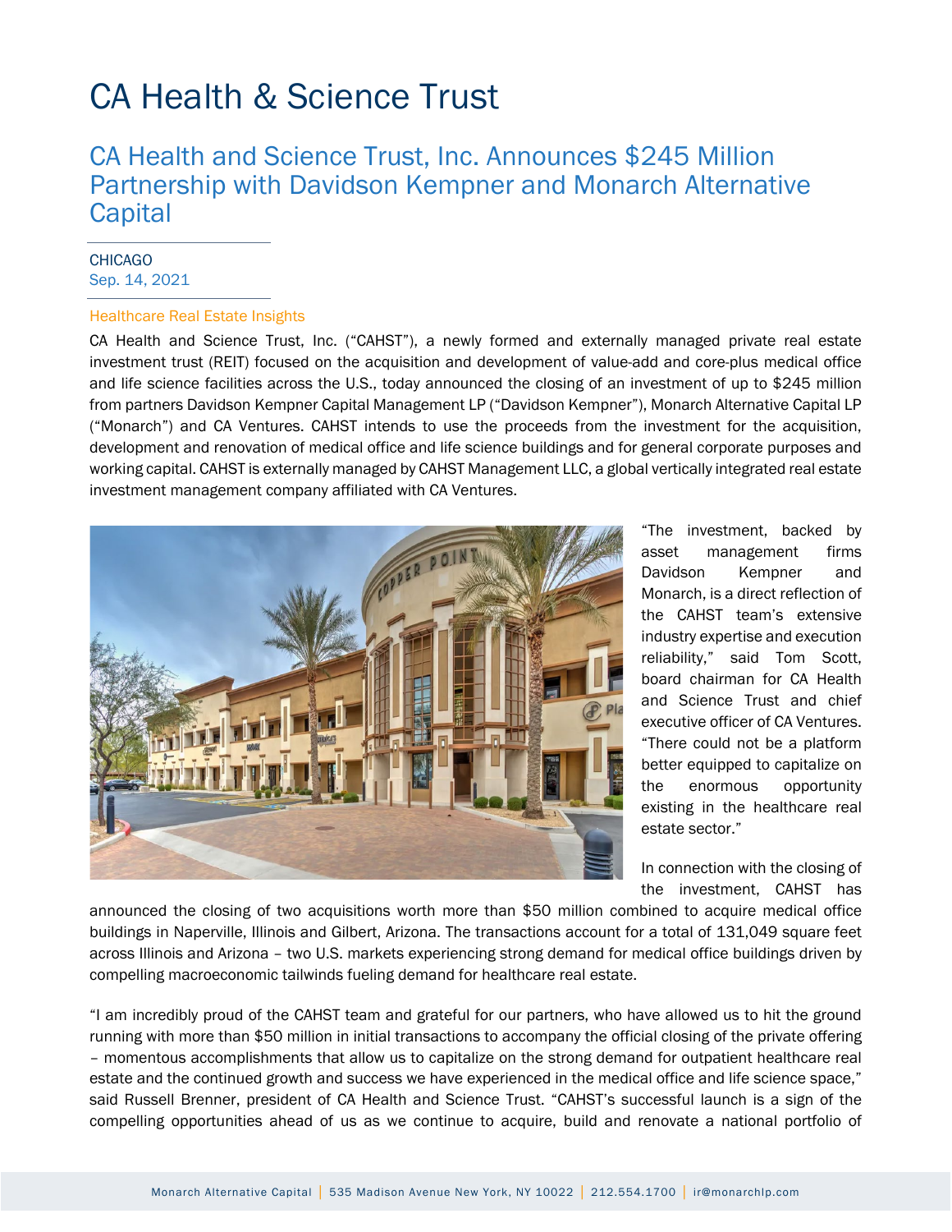# CA Health & Science Trust

## CA Health and Science Trust, Inc. Announces $245 Million Partnership with Davidson Kempner and Monarch Alternative Capital

CHICAGO
Sep. 14, 2021

Healthcare Real Estate Insights

CA Health and Science Trust, Inc. ("CAHST"), a newly formed and externally managed private real estate investment trust (REIT) focused on the acquisition and development of value-add and core-plus medical office and life science facilities across the U.S., today announced the closing of an investment of up to $245 million from partners Davidson Kempner Capital Management LP ("Davidson Kempner"), Monarch Alternative Capital LP ("Monarch") and CA Ventures. CAHST intends to use the proceeds from the investment for the acquisition, development and renovation of medical office and life science buildings and for general corporate purposes and working capital. CAHST is externally managed by CAHST Management LLC, a global vertically integrated real estate investment management company affiliated with CA Ventures.

"The investment, backed by asset management firms Davidson Kempner and Monarch, is a direct reflection of the CAHST team's extensive industry expertise and execution reliability," said Tom Scott, board chairman for CA Health and Science Trust and chief executive officer of CA Ventures. "There could not be a platform better equipped to capitalize on the enormous opportunity existing in the healthcare real estate sector."

In connection with the closing of the investment, CAHST has announced the closing of two acquisitions worth more than $50 million combined to acquire medical office buildings in Naperville, Illinois and Gilbert, Arizona. The transactions account for a total of 131,049 square feet across Illinois and Arizona – two U.S. markets experiencing strong demand for medical office buildings driven by compelling macroeconomic tailwinds fueling demand for healthcare real estate.

"I am incredibly proud of the CAHST team and grateful for our partners, who have allowed us to hit the ground running with more than $50 million in initial transactions to accompany the official closing of the private offering – momentous accomplishments that allow us to capitalize on the strong demand for outpatient healthcare real estate and the continued growth and success we have experienced in the medical office and life science space," said Russell Brenner, president of CA Health and Science Trust. "CAHST's successful launch is a sign of the compelling opportunities ahead of us as we continue to acquire, build and renovate a national portfolio of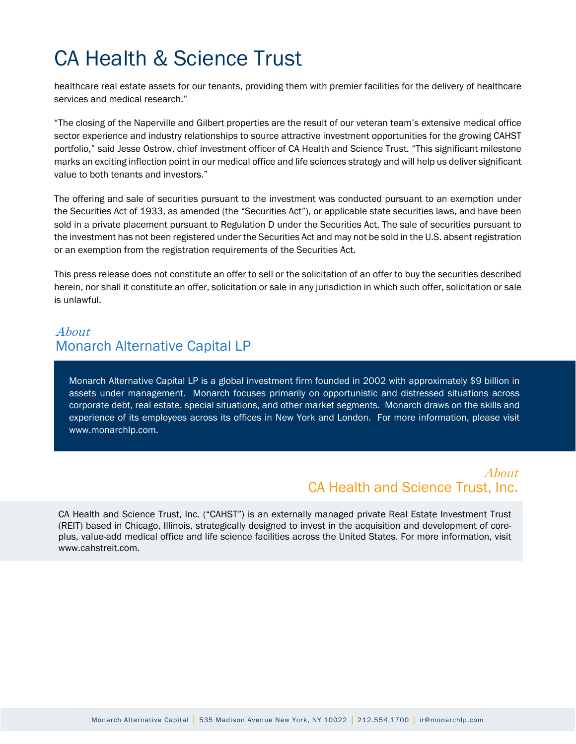healthcare real estate assets for our tenants, providing them with premier facilities for the delivery of healthcare services and medical research."

"The closing of the Naperville and Gilbert properties are the result of our veteran team's extensive medical office sector experience and industry relationships to source attractive investment opportunities for the growing CAHST portfolio," said Jesse Ostrow, chief investment officer of CA Health and Science Trust. "This significant milestone marks an exciting inflection point in our medical office and life sciences strategy and will help us deliver significant value to both tenants and investors."

The offering and sale of securities pursuant to the investment was conducted pursuant to an exemption under the Securities Act of 1933, as amended (the "Securities Act"), or applicable state securities laws, and have been sold in a private placement pursuant to Regulation D under the Securities Act. The sale of securities pursuant to the investment has not been registered under the Securities Act and may not be sold in the U.S. absent registration or an exemption from the registration requirements of the Securities Act.

This press release does not constitute an offer to sell or the solicitation of an offer to buy the securities described herein, nor shall it constitute an offer, solicitation or sale in any jurisdiction in which such offer, solicitation or sale is unlawful.

## *About* Monarch Alternative Capital LP

Monarch Alternative Capital LP is a global investment firm founded in 2002 with approximately $9 billion in assets under management. Monarch focuses primarily on opportunistic and distressed situations across corporate debt, real estate, special situations, and other market segments. Monarch draws on the skills and experience of its employees across its offices in New York and London. For more information, please visit www.monarchlp.com.

## *About* CA Health and Science Trust, Inc.

CA Health and Science Trust, Inc. ("CAHST") is an externally managed private Real Estate Investment Trust (REIT) based in Chicago, Illinois, strategically designed to invest in the acquisition and development of core-plus, value-add medical office and life science facilities across the United States. For more information, visit www.cahstreit.com.

Monarch Alternative Capital | 535 Madison Avenue New York, NY 10022 | 212.554.1700 | ir@monarchlp.com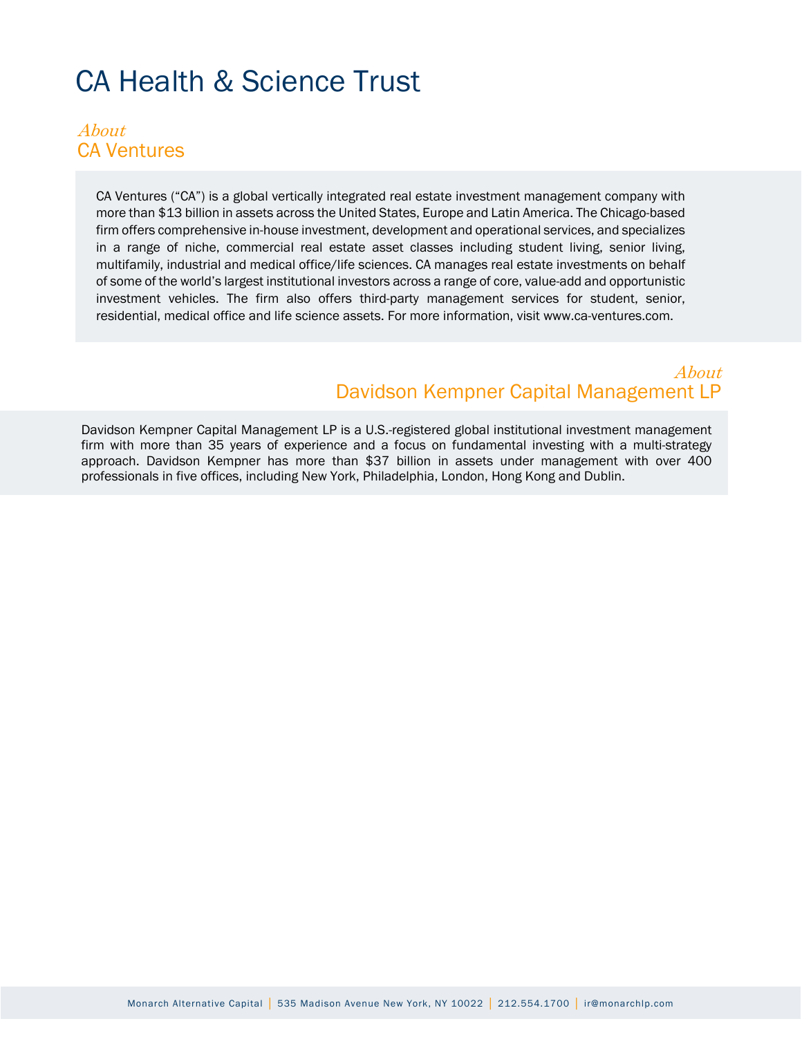# CA Health & Science Trust

## *About* CA Ventures

CA Ventures ("CA") is a global vertically integrated real estate investment management company with more than $13 billion in assets across the United States, Europe and Latin America. The Chicago-based firm offers comprehensive in-house investment, development and operational services, and specializes in a range of niche, commercial real estate asset classes including student living, senior living, multifamily, industrial and medical office/life sciences. CA manages real estate investments on behalf of some of the world's largest institutional investors across a range of core, value-add and opportunistic investment vehicles. The firm also offers third-party management services for student, senior, residential, medical office and life science assets. For more information, visit www.ca-ventures.com.

## *About* Davidson Kempner Capital Management LP

Davidson Kempner Capital Management LP is a U.S.-registered global institutional investment management firm with more than 35 years of experience and a focus on fundamental investing with a multi-strategy approach. Davidson Kempner has more than $37 billion in assets under management with over 400 professionals in five offices, including New York, Philadelphia, London, Hong Kong and Dublin.